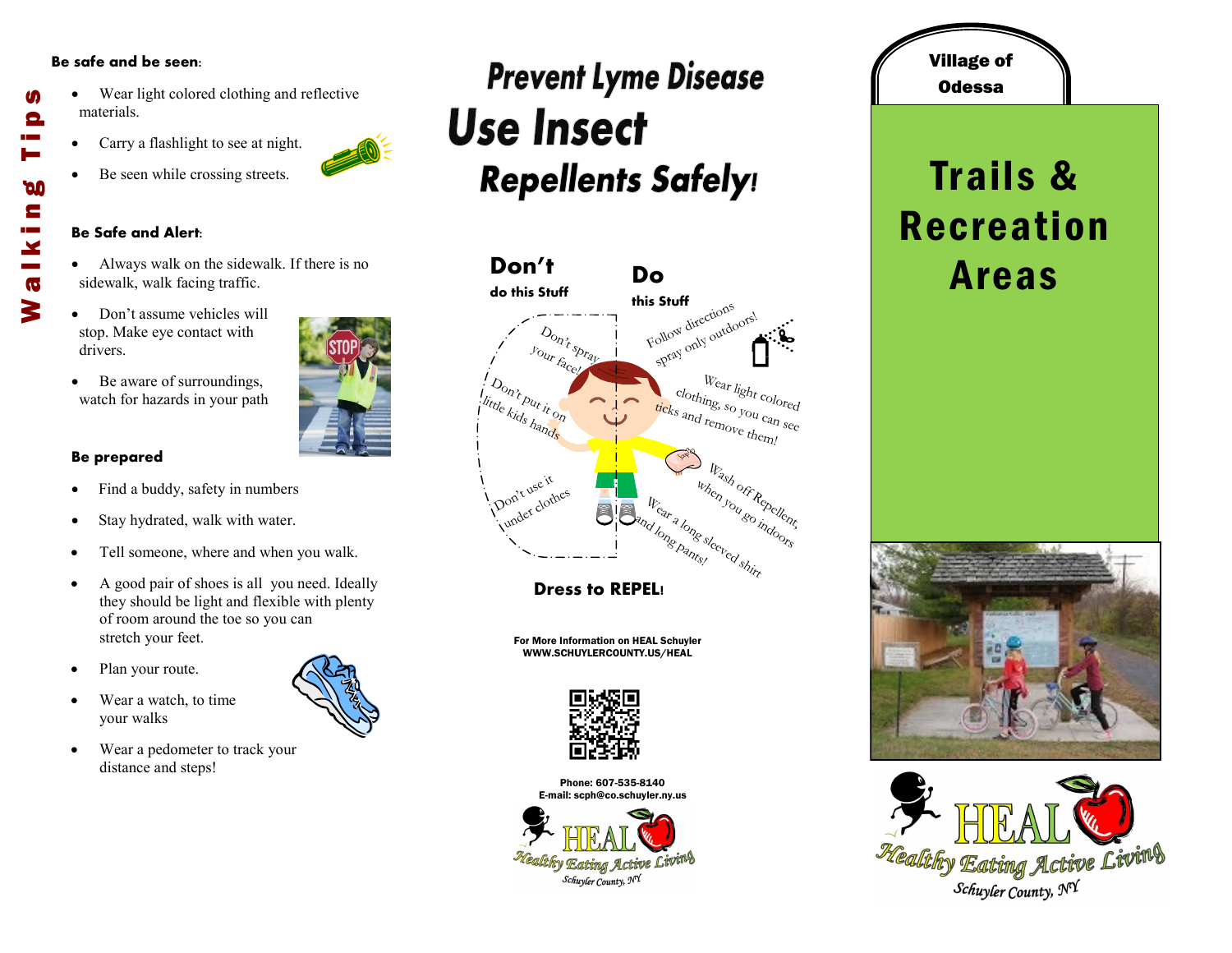# Walking Tips

**Be safe and be seen:**

- Wear light colored clothing and reflective materials.
- Carry a flashlight to see at night.
- Be seen while crossing streets.

**Be Safe and Alert:**

- Always walk on the sidewalk. If there is no sidewalk, walk facing traffic.
- Don't assume vehicles will stop. Make eye contact with drivers.
- Be aware of surroundings, watch for hazards in your path

**Be prepared**

- Find a buddy, safety in numbers
- Stay hydrated, walk with water.
- Tell someone, where and when you walk.
- A good pair of shoes is all you need. Ideally they should be light and flexible with plenty of room around the toe so you can stretch your feet.
- Plan your route.
- Wear a watch, to time your walks
- Wear a pedometer to track your distance and steps!

# Prevent Lyme Disease

# Use Insect Repellents Safely!

**Don't** do this Stuff

- Don't spray your face!
- Don't put it on little kids hands
- Don't use it under clothes

**Do** this Stuff

- Follow directions spray only outdoors!
- Wear light colored clothing, so you can see ticks and remove them!
- Wash off Repellent, when you go indoors
- Wear a long sleeved shirt and long pants!

**Dress to REPEL!**

For More Information on HEAL Schuyler
WWW.SCHUYLERCOUNTY.US/HEAL

Phone: 607-535-8140
E-mail: scph@co.schuyler.ny.us

HEAL Healthy Eating Active Living Schuyler County, NY

**Village of Odessa**

# Trails & Recreation Areas

HEAL Healthy Eating Active Living Schuyler County, NY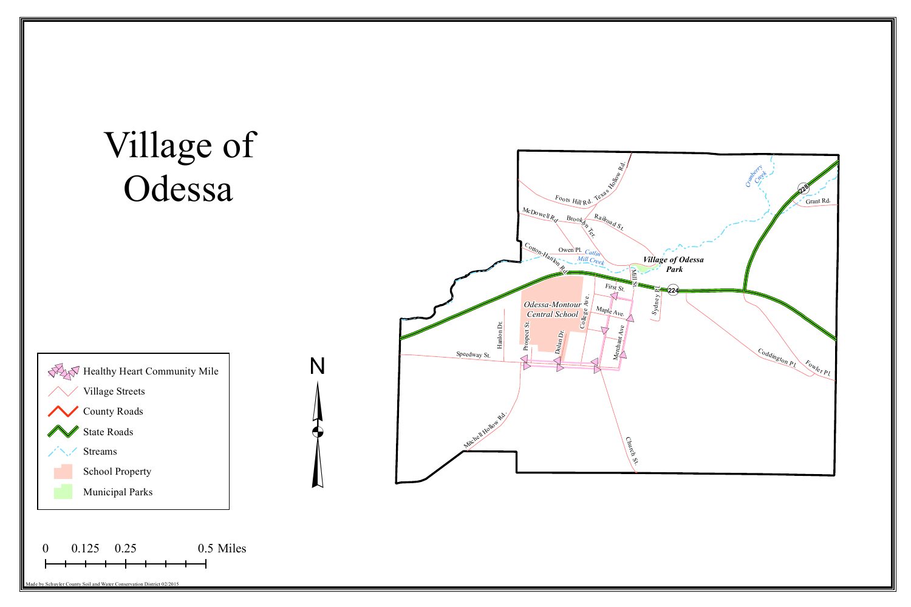# Village of Odessa

Healthy Heart Community Mile

Village Streets

County Roads

State Roads

Streams

School Property

Municipal Parks

0 0.125 0.25 0.5 Miles

N

Odessa-Montour Central School

Village of Odessa Park

Foots Hill Rd.

Texas Hollow Rd.

McDowell Rd.

Brooklyn Ter.

Railroad St.

Owen Pl.

Catlin Mill Creek

Cotton-Hanlon Rd.

Cranberry Creek

Grant Rd.

228

224

Mill St.

Sydney Pl.

First St.

Maple Ave.

College Ave.

Merchant Ave.

Prospect St.

Dolan Dr.

Hanlon Dr.

Speedway St.

Mitchell Hollow Rd.

Church St.

Coddington Pl.

Fowler Pl.

Made by Schuyler County Soil and Water Conservation District 02/2015